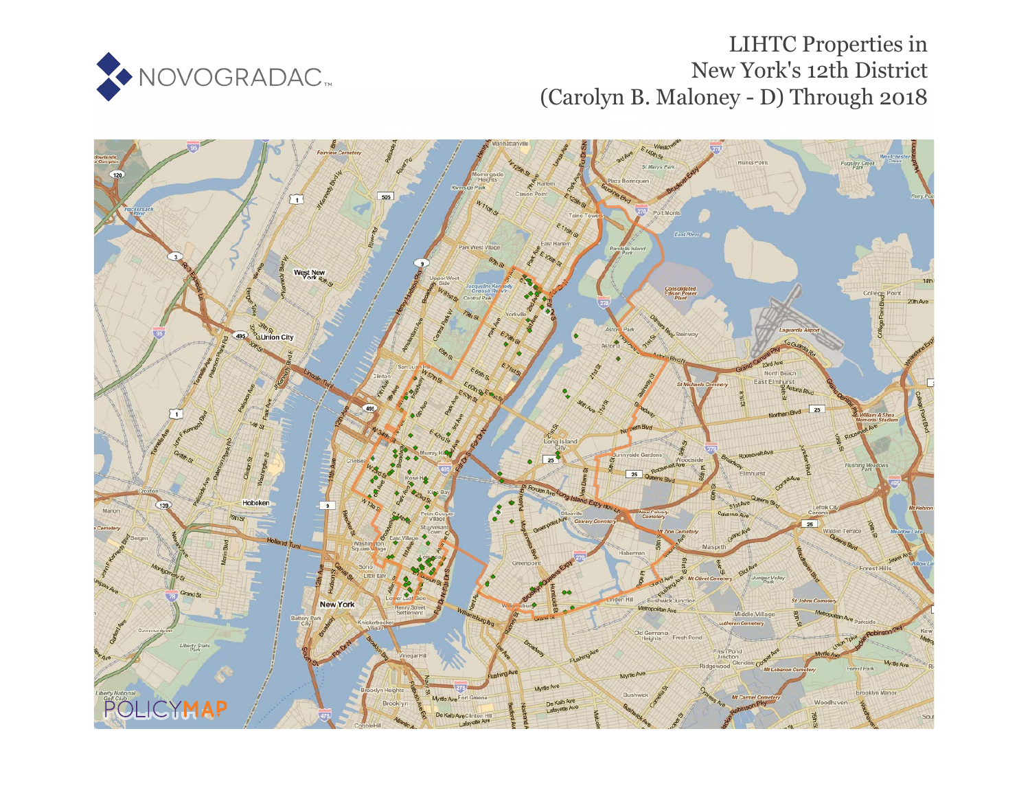NOVOGRADAC

# LIHTC Properties in New York's 12th District (Carolyn B. Maloney - D) Through 2018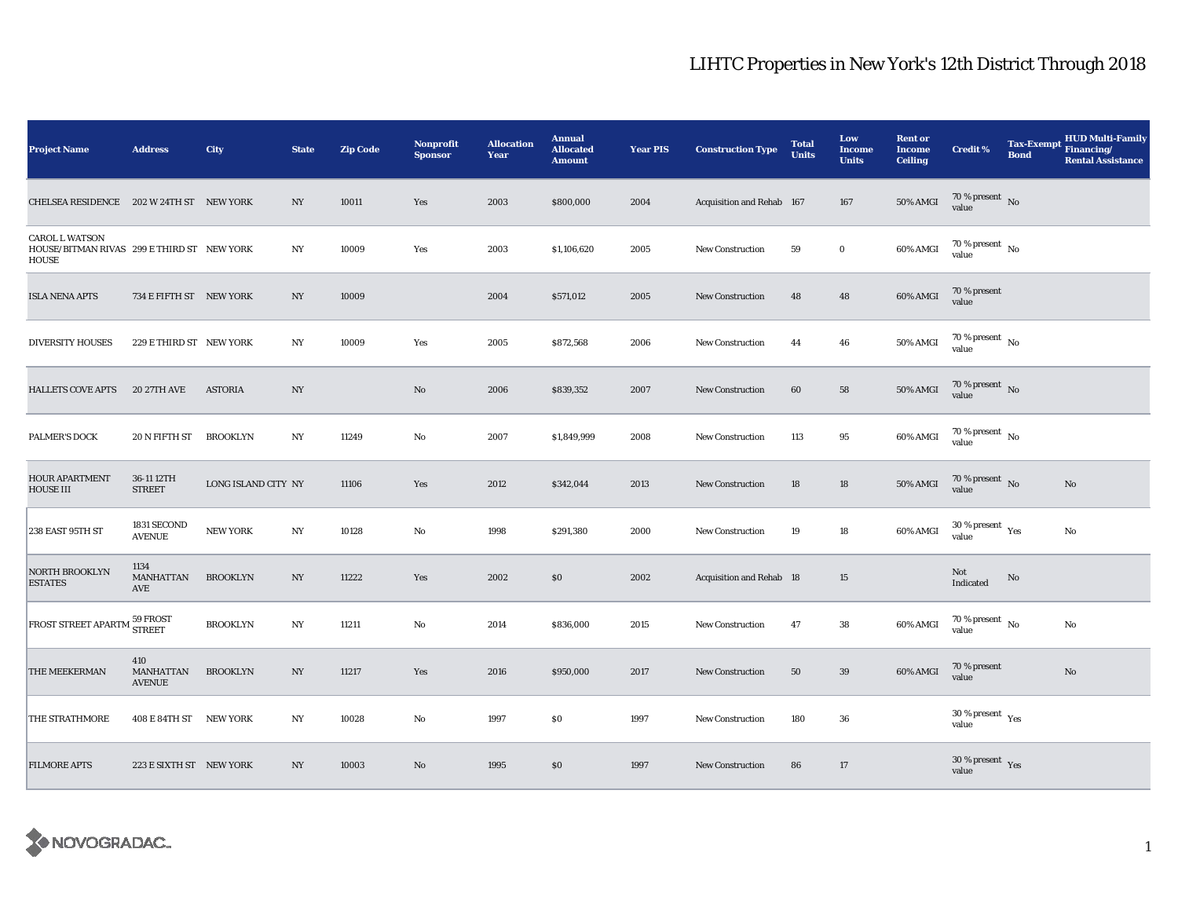# LIHTC Properties in New York's 12th District Through 2018

| Project Name | Address | City | State | Zip Code | Nonprofit Sponsor | Allocation Year | Annual Allocated Amount | Year PIS | Construction Type | Total Units | Low Income Units | Rent or Income Ceiling | Credit % | Tax-Exempt Bond | HUD Multi-Family Financing/ Rental Assistance |
|---|---|---|---|---|---|---|---|---|---|---|---|---|---|---|---|
| CHELSEA RESIDENCE | 202 W 24TH ST | NEW YORK | NY | 10011 | Yes | 2003 | $800,000 | 2004 | Acquisition and Rehab | 167 | 167 | 50% AMGI | 70 % present value | No | |
| CAROL L WATSON HOUSE/ BITMAN RIVAS HOUSE | 299 E THIRD ST | NEW YORK | NY | 10009 | Yes | 2003 | $1,106,620 | 2005 | New Construction | 59 | 0 | 60% AMGI | 70 % present value | No | |
| ISLA NENA APTS | 734 E FIFTH ST | NEW YORK | NY | 10009 | | 2004 | $571,012 | 2005 | New Construction | 48 | 48 | 60% AMGI | 70 % present value | | |
| DIVERSITY HOUSES | 229 E THIRD ST | NEW YORK | NY | 10009 | Yes | 2005 | $872,568 | 2006 | New Construction | 44 | 46 | 50% AMGI | 70 % present value | No | |
| HALLETS COVE APTS | 20 27TH AVE | ASTORIA | NY | | No | 2006 | $839,352 | 2007 | New Construction | 60 | 58 | 50% AMGI | 70 % present value | No | |
| PALMER'S DOCK | 20 N FIFTH ST | BROOKLYN | NY | 11249 | No | 2007 | $1,849,999 | 2008 | New Construction | 113 | 95 | 60% AMGI | 70 % present value | No | |
| HOUR APARTMENT HOUSE III | 36-11 12TH STREET | LONG ISLAND CITY | NY | 11106 | Yes | 2012 | $342,044 | 2013 | New Construction | 18 | 18 | 50% AMGI | 70 % present value | No | No |
| 238 EAST 95TH ST | 1831 SECOND AVENUE | NEW YORK | NY | 10128 | No | 1998 | $291,380 | 2000 | New Construction | 19 | 18 | 60% AMGI | 30 % present value | Yes | No |
| NORTH BROOKLYN ESTATES | 1134 MANHATTAN AVE | BROOKLYN | NY | 11222 | Yes | 2002 | $0 | 2002 | Acquisition and Rehab | 18 | 15 | | Not Indicated | No | |
| FROST STREET APARTM | 59 FROST STREET | BROOKLYN | NY | 11211 | No | 2014 | $836,000 | 2015 | New Construction | 47 | 38 | 60% AMGI | 70 % present value | No | No |
| THE MEEKERMAN | 410 MANHATTAN AVENUE | BROOKLYN | NY | 11217 | Yes | 2016 | $950,000 | 2017 | New Construction | 50 | 39 | 60% AMGI | 70 % present value | | No |
| THE STRATHMORE | 408 E 84TH ST | NEW YORK | NY | 10028 | No | 1997 | $0 | 1997 | New Construction | 180 | 36 | | 30 % present value | Yes | |
| FILMORE APTS | 223 E SIXTH ST | NEW YORK | NY | 10003 | No | 1995 | $0 | 1997 | New Construction | 86 | 17 | | 30 % present value | Yes | |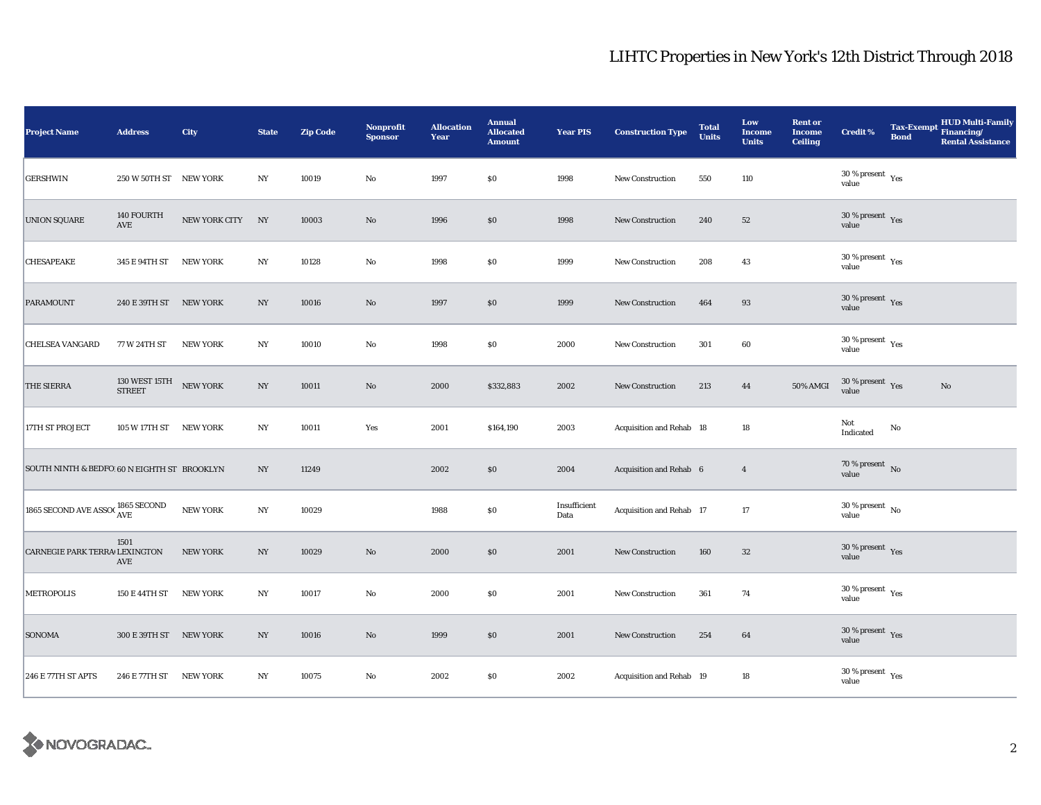# LIHTC Properties in New York's 12th District Through 2018

| Project Name | Address | City | State | Zip Code | Nonprofit Sponsor | Allocation Year | Annual Allocated Amount | Year PIS | Construction Type | Total Units | Low Income Units | Rent or Income Ceiling | Credit % | Tax-Exempt Bond | HUD Multi-Family Financing/ Rental Assistance |
|---|---|---|---|---|---|---|---|---|---|---|---|---|---|---|---|
| GERSHWIN | 250 W 50TH ST | NEW YORK | NY | 10019 | No | 1997 | $0 | 1998 | New Construction | 550 | 110 | | 30 % present value | Yes | |
| UNION SQUARE | 140 FOURTH AVE | NEW YORK CITY | NY | 10003 | No | 1996 | $0 | 1998 | New Construction | 240 | 52 | | 30 % present value | Yes | |
| CHESAPEAKE | 345 E 94TH ST | NEW YORK | NY | 10128 | No | 1998 | $0 | 1999 | New Construction | 208 | 43 | | 30 % present value | Yes | |
| PARAMOUNT | 240 E 39TH ST | NEW YORK | NY | 10016 | No | 1997 | $0 | 1999 | New Construction | 464 | 93 | | 30 % present value | Yes | |
| CHELSEA VANGARD | 77 W 24TH ST | NEW YORK | NY | 10010 | No | 1998 | $0 | 2000 | New Construction | 301 | 60 | | 30 % present value | Yes | |
| THE SIERRA | 130 WEST 15TH STREET | NEW YORK | NY | 10011 | No | 2000 | $332,883 | 2002 | New Construction | 213 | 44 | 50% AMGI | 30 % present value | Yes | No |
| 17TH ST PROJECT | 105 W 17TH ST | NEW YORK | NY | 10011 | Yes | 2001 | $164,190 | 2003 | Acquisition and Rehab | 18 | 18 | | Not Indicated | No | |
| SOUTH NINTH & BEDFO | 60 N EIGHTH ST | BROOKLYN | NY | 11249 | | 2002 | $0 | 2004 | Acquisition and Rehab | 6 | 4 | | 70 % present value | No | |
| 1865 SECOND AVE ASSO | 1865 SECOND AVE | NEW YORK | NY | 10029 | | 1988 | $0 | Insufficient Data | Acquisition and Rehab | 17 | 17 | | 30 % present value | No | |
| CARNEGIE PARK TERRA | 1501 LEXINGTON AVE | NEW YORK | NY | 10029 | No | 2000 | $0 | 2001 | New Construction | 160 | 32 | | 30 % present value | Yes | |
| METROPOLIS | 150 E 44TH ST | NEW YORK | NY | 10017 | No | 2000 | $0 | 2001 | New Construction | 361 | 74 | | 30 % present value | Yes | |
| SONOMA | 300 E 39TH ST | NEW YORK | NY | 10016 | No | 1999 | $0 | 2001 | New Construction | 254 | 64 | | 30 % present value | Yes | |
| 246 E 77TH ST APTS | 246 E 77TH ST | NEW YORK | NY | 10075 | No | 2002 | $0 | 2002 | Acquisition and Rehab | 19 | 18 | | 30 % present value | Yes | |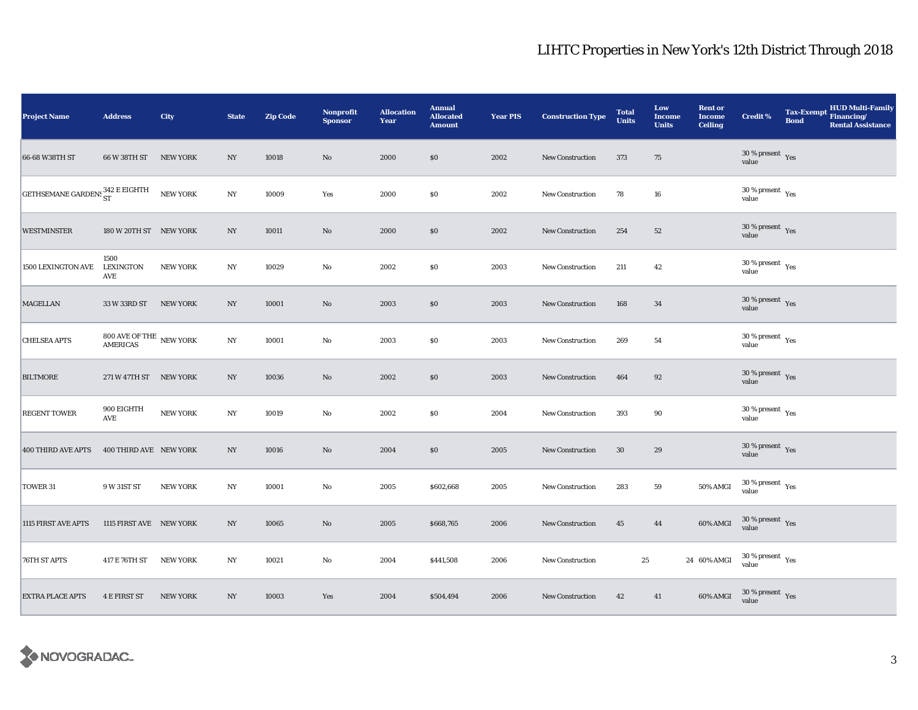# LIHTC Properties in New York's 12th District Through 2018

| Project Name | Address | City | State | Zip Code | Nonprofit Sponsor | Allocation Year | Annual Allocated Amount | Year PIS | Construction Type | Total Units | Low Income Units | Rent or Income Ceiling | Credit % | Tax-Exempt Bond | HUD Multi-Family Financing/ Rental Assistance |
|---|---|---|---|---|---|---|---|---|---|---|---|---|---|---|---|
| 66-68 W38TH ST | 66 W 38TH ST | NEW YORK | NY | 10018 | No | 2000 | $0 | 2002 | New Construction | 373 | 75 | | 30 % present value | Yes | |
| GETHSEMANE GARDENS | 342 E EIGHTH ST | NEW YORK | NY | 10009 | Yes | 2000 | $0 | 2002 | New Construction | 78 | 16 | | 30 % present value | Yes | |
| WESTMINSTER | 180 W 20TH ST | NEW YORK | NY | 10011 | No | 2000 | $0 | 2002 | New Construction | 254 | 52 | | 30 % present value | Yes | |
| 1500 LEXINGTON AVE | 1500 LEXINGTON AVE | NEW YORK | NY | 10029 | No | 2002 | $0 | 2003 | New Construction | 211 | 42 | | 30 % present value | Yes | |
| MAGELLAN | 33 W 33RD ST | NEW YORK | NY | 10001 | No | 2003 | $0 | 2003 | New Construction | 168 | 34 | | 30 % present value | Yes | |
| CHELSEA APTS | 800 AVE OF THE AMERICAS | NEW YORK | NY | 10001 | No | 2003 | $0 | 2003 | New Construction | 269 | 54 | | 30 % present value | Yes | |
| BILTMORE | 271 W 47TH ST | NEW YORK | NY | 10036 | No | 2002 | $0 | 2003 | New Construction | 464 | 92 | | 30 % present value | Yes | |
| REGENT TOWER | 900 EIGHTH AVE | NEW YORK | NY | 10019 | No | 2002 | $0 | 2004 | New Construction | 393 | 90 | | 30 % present value | Yes | |
| 400 THIRD AVE APTS | 400 THIRD AVE | NEW YORK | NY | 10016 | No | 2004 | $0 | 2005 | New Construction | 30 | 29 | | 30 % present value | Yes | |
| TOWER 31 | 9 W 31ST ST | NEW YORK | NY | 10001 | No | 2005 | $602,668 | 2005 | New Construction | 283 | 59 | 50% AMGI | 30 % present value | Yes | |
| 1115 FIRST AVE APTS | 1115 FIRST AVE | NEW YORK | NY | 10065 | No | 2005 | $668,765 | 2006 | New Construction | 45 | 44 | 60% AMGI | 30 % present value | Yes | |
| 76TH ST APTS | 417 E 76TH ST | NEW YORK | NY | 10021 | No | 2004 | $441,508 | 2006 | New Construction | 25 | 24 | 60% AMGI | 30 % present value | Yes | |
| EXTRA PLACE APTS | 4 E FIRST ST | NEW YORK | NY | 10003 | Yes | 2004 | $504,494 | 2006 | New Construction | 42 | 41 | 60% AMGI | 30 % present value | Yes | |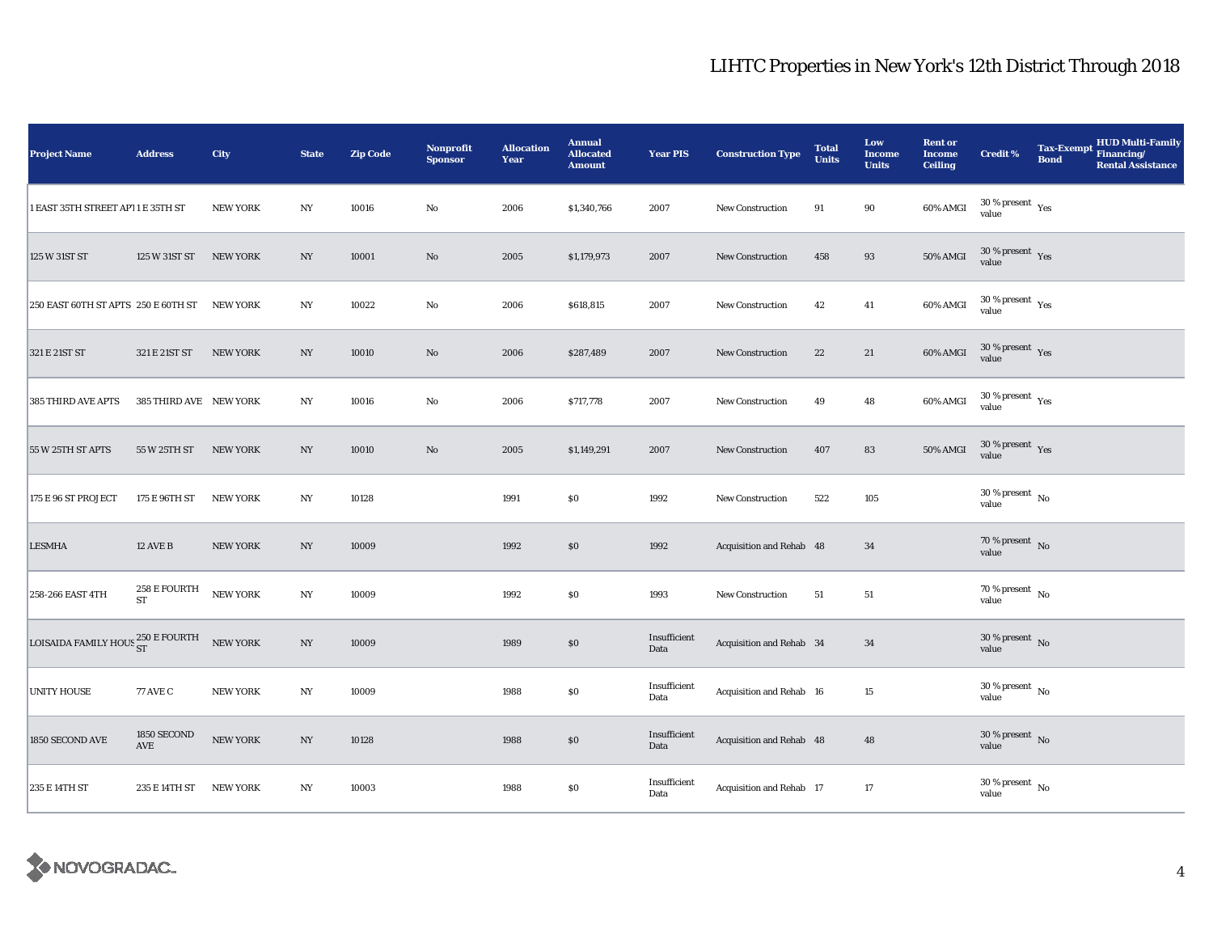# LIHTC Properties in New York's 12th District Through 2018

| Project Name | Address | City | State | Zip Code | Nonprofit Sponsor | Allocation Year | Annual Allocated Amount | Year PIS | Construction Type | Total Units | Low Income Units | Rent or Income Ceiling | Credit % | Tax-Exempt Bond | HUD Multi-Family Financing/ Rental Assistance |
|---|---|---|---|---|---|---|---|---|---|---|---|---|---|---|---|
| 1 EAST 35TH STREET APTS | 1 E 35TH ST | NEW YORK | NY | 10016 | No | 2006 | $1,340,766 | 2007 | New Construction | 91 | 90 | 60% AMGI | 30 % present value | Yes | |
| 125 W 31ST ST | 125 W 31ST ST | NEW YORK | NY | 10001 | No | 2005 | $1,179,973 | 2007 | New Construction | 458 | 93 | 50% AMGI | 30 % present value | Yes | |
| 250 EAST 60TH ST APTS | 250 E 60TH ST | NEW YORK | NY | 10022 | No | 2006 | $618,815 | 2007 | New Construction | 42 | 41 | 60% AMGI | 30 % present value | Yes | |
| 321 E 21ST ST | 321 E 21ST ST | NEW YORK | NY | 10010 | No | 2006 | $287,489 | 2007 | New Construction | 22 | 21 | 60% AMGI | 30 % present value | Yes | |
| 385 THIRD AVE APTS | 385 THIRD AVE | NEW YORK | NY | 10016 | No | 2006 | $717,778 | 2007 | New Construction | 49 | 48 | 60% AMGI | 30 % present value | Yes | |
| 55 W 25TH ST APTS | 55 W 25TH ST | NEW YORK | NY | 10010 | No | 2005 | $1,149,291 | 2007 | New Construction | 407 | 83 | 50% AMGI | 30 % present value | Yes | |
| 175 E 96 ST PROJECT | 175 E 96TH ST | NEW YORK | NY | 10128 | | 1991 | $0 | 1992 | New Construction | 522 | 105 | | 30 % present value | No | |
| LESMHA | 12 AVE B | NEW YORK | NY | 10009 | | 1992 | $0 | 1992 | Acquisition and Rehab | 48 | 34 | | 70 % present value | No | |
| 258-266 EAST 4TH | 258 E FOURTH ST | NEW YORK | NY | 10009 | | 1992 | $0 | 1993 | New Construction | 51 | 51 | | 70 % present value | No | |
| LOISAIDA FAMILY HOUSING | 250 E FOURTH ST | NEW YORK | NY | 10009 | | 1989 | $0 | Insufficient Data | Acquisition and Rehab | 34 | 34 | | 30 % present value | No | |
| UNITY HOUSE | 77 AVE C | NEW YORK | NY | 10009 | | 1988 | $0 | Insufficient Data | Acquisition and Rehab | 16 | 15 | | 30 % present value | No | |
| 1850 SECOND AVE | 1850 SECOND AVE | NEW YORK | NY | 10128 | | 1988 | $0 | Insufficient Data | Acquisition and Rehab | 48 | 48 | | 30 % present value | No | |
| 235 E 14TH ST | 235 E 14TH ST | NEW YORK | NY | 10003 | | 1988 | $0 | Insufficient Data | Acquisition and Rehab | 17 | 17 | | 30 % present value | No | |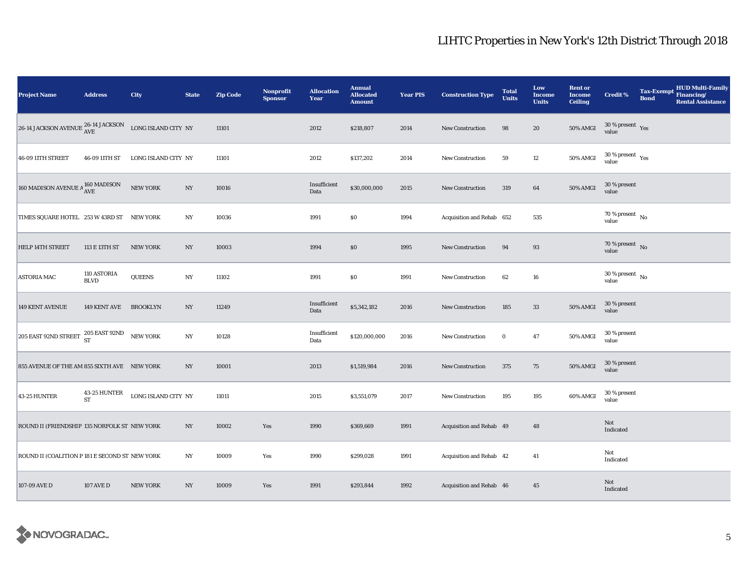# LIHTC Properties in New York's 12th District Through 2018

| Project Name | Address | City | State | Zip Code | Nonprofit Sponsor | Allocation Year | Annual Allocated Amount | Year PIS | Construction Type | Total Units | Low Income Units | Rent or Income Ceiling | Credit % | Tax-Exempt Bond | HUD Multi-Family Financing/ Rental Assistance |
|---|---|---|---|---|---|---|---|---|---|---|---|---|---|---|---|
| 26-14 JACKSON AVENUE | 26-14 JACKSON AVE | LONG ISLAND CITY | NY | 11101 | | 2012 | $218,807 | 2014 | New Construction | 98 | 20 | 50% AMGI | 30 % present value | Yes | |
| 46-09 11TH STREET | 46-09 11TH ST | LONG ISLAND CITY | NY | 11101 | | 2012 | $137,202 | 2014 | New Construction | 59 | 12 | 50% AMGI | 30 % present value | Yes | |
| 160 MADISON AVENUE A | 160 MADISON AVE | NEW YORK | NY | 10016 | | Insufficient Data | $30,000,000 | 2015 | New Construction | 319 | 64 | 50% AMGI | 30 % present value | | |
| TIMES SQUARE HOTEL | 253 W 43RD ST | NEW YORK | NY | 10036 | | 1991 | $0 | 1994 | Acquisition and Rehab | 652 | 535 | | 70 % present value | No | |
| HELP 14TH STREET | 113 E 13TH ST | NEW YORK | NY | 10003 | | 1994 | $0 | 1995 | New Construction | 94 | 93 | | 70 % present value | No | |
| ASTORIA MAC | 110 ASTORIA BLVD | QUEENS | NY | 11102 | | 1991 | $0 | 1991 | New Construction | 62 | 16 | | 30 % present value | No | |
| 149 KENT AVENUE | 149 KENT AVE | BROOKLYN | NY | 11249 | | Insufficient Data | $5,342,182 | 2016 | New Construction | 185 | 33 | 50% AMGI | 30 % present value | | |
| 205 EAST 92ND STREET | 205 EAST 92ND ST | NEW YORK | NY | 10128 | | Insufficient Data | $120,000,000 | 2016 | New Construction | 0 | 47 | 50% AMGI | 30 % present value | | |
| 855 AVENUE OF THE AM | 855 SIXTH AVE | NEW YORK | NY | 10001 | | 2013 | $1,519,984 | 2016 | New Construction | 375 | 75 | 50% AMGI | 30 % present value | | |
| 43-25 HUNTER | 43-25 HUNTER ST | LONG ISLAND CITY | NY | 11011 | | 2015 | $3,551,079 | 2017 | New Construction | 195 | 195 | 60% AMGI | 30 % present value | | |
| ROUND II (FRIENDSHIP | 135 NORFOLK ST | NEW YORK | NY | 10002 | Yes | 1990 | $369,669 | 1991 | Acquisition and Rehab | 49 | 48 | | Not Indicated | | |
| ROUND II (COALITION P | 181 E SECOND ST | NEW YORK | NY | 10009 | Yes | 1990 | $299,028 | 1991 | Acquisition and Rehab | 42 | 41 | | Not Indicated | | |
| 107-09 AVE D | 107 AVE D | NEW YORK | NY | 10009 | Yes | 1991 | $293,844 | 1992 | Acquisition and Rehab | 46 | 45 | | Not Indicated | | |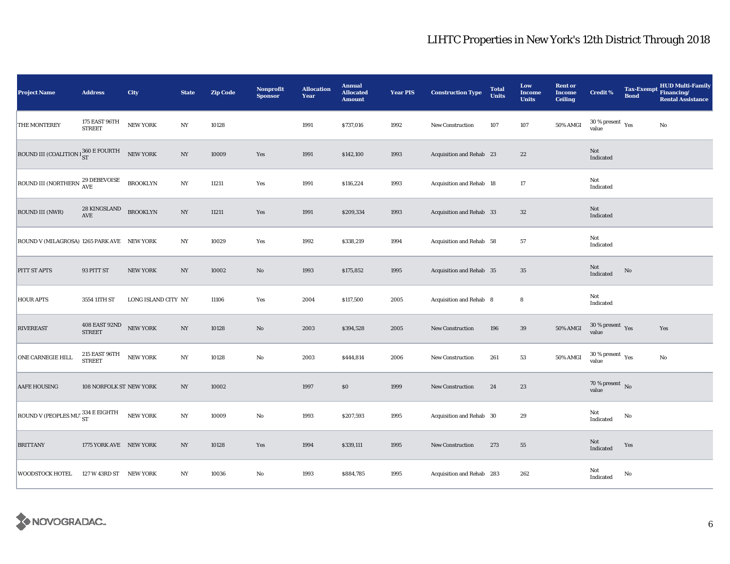# LIHTC Properties in New York's 12th District Through 2018

| Project Name | Address | City | State | Zip Code | Nonprofit Sponsor | Allocation Year | Annual Allocated Amount | Year PIS | Construction Type | Total Units | Low Income Units | Rent or Income Ceiling | Credit % | Tax-Exempt Bond | HUD Multi-Family Financing/ Rental Assistance |
|---|---|---|---|---|---|---|---|---|---|---|---|---|---|---|---|
| THE MONTEREY | 175 EAST 96TH STREET | NEW YORK | NY | 10128 | | 1991 | $737,016 | 1992 | New Construction | 107 | 107 | 50% AMGI | 30 % present value | Yes | No |
| ROUND III (COALITION I | 360 E FOURTH ST | NEW YORK | NY | 10009 | Yes | 1991 | $142,100 | 1993 | Acquisition and Rehab | 23 | 22 | | Not Indicated | | |
| ROUND III (NORTHERN | 29 DEBEVOISE AVE | BROOKLYN | NY | 11211 | Yes | 1991 | $116,224 | 1993 | Acquisition and Rehab | 18 | 17 | | Not Indicated | | |
| ROUND III (NWR) | 28 KINGSLAND AVE | BROOKLYN | NY | 11211 | Yes | 1991 | $209,334 | 1993 | Acquisition and Rehab | 33 | 32 | | Not Indicated | | |
| ROUND V (MILAGROSA) | 1265 PARK AVE | NEW YORK | NY | 10029 | Yes | 1992 | $338,219 | 1994 | Acquisition and Rehab | 58 | 57 | | Not Indicated | | |
| PITT ST APTS | 93 PITT ST | NEW YORK | NY | 10002 | No | 1993 | $175,852 | 1995 | Acquisition and Rehab | 35 | 35 | | Not Indicated | No | |
| HOUR APTS | 3554 11TH ST | LONG ISLAND CITY | NY | 11106 | Yes | 2004 | $117,500 | 2005 | Acquisition and Rehab | 8 | 8 | | Not Indicated | | |
| RIVEREAST | 408 EAST 92ND STREET | NEW YORK | NY | 10128 | No | 2003 | $394,528 | 2005 | New Construction | 196 | 39 | 50% AMGI | 30 % present value | Yes | Yes |
| ONE CARNEGIE HILL | 215 EAST 96TH STREET | NEW YORK | NY | 10128 | No | 2003 | $444,814 | 2006 | New Construction | 261 | 53 | 50% AMGI | 30 % present value | Yes | No |
| AAFE HOUSING | 108 NORFOLK ST | NEW YORK | NY | 10002 | | 1997 | $0 | 1999 | New Construction | 24 | 23 | | 70 % present value | No | |
| ROUND V (PEOPLES MU | 334 E EIGHTH ST | NEW YORK | NY | 10009 | No | 1993 | $207,593 | 1995 | Acquisition and Rehab | 30 | 29 | | Not Indicated | No | |
| BRITTANY | 1775 YORK AVE | NEW YORK | NY | 10128 | Yes | 1994 | $339,111 | 1995 | New Construction | 273 | 55 | | Not Indicated | Yes | |
| WOODSTOCK HOTEL | 127 W 43RD ST | NEW YORK | NY | 10036 | No | 1993 | $884,785 | 1995 | Acquisition and Rehab | 283 | 262 | | Not Indicated | No | |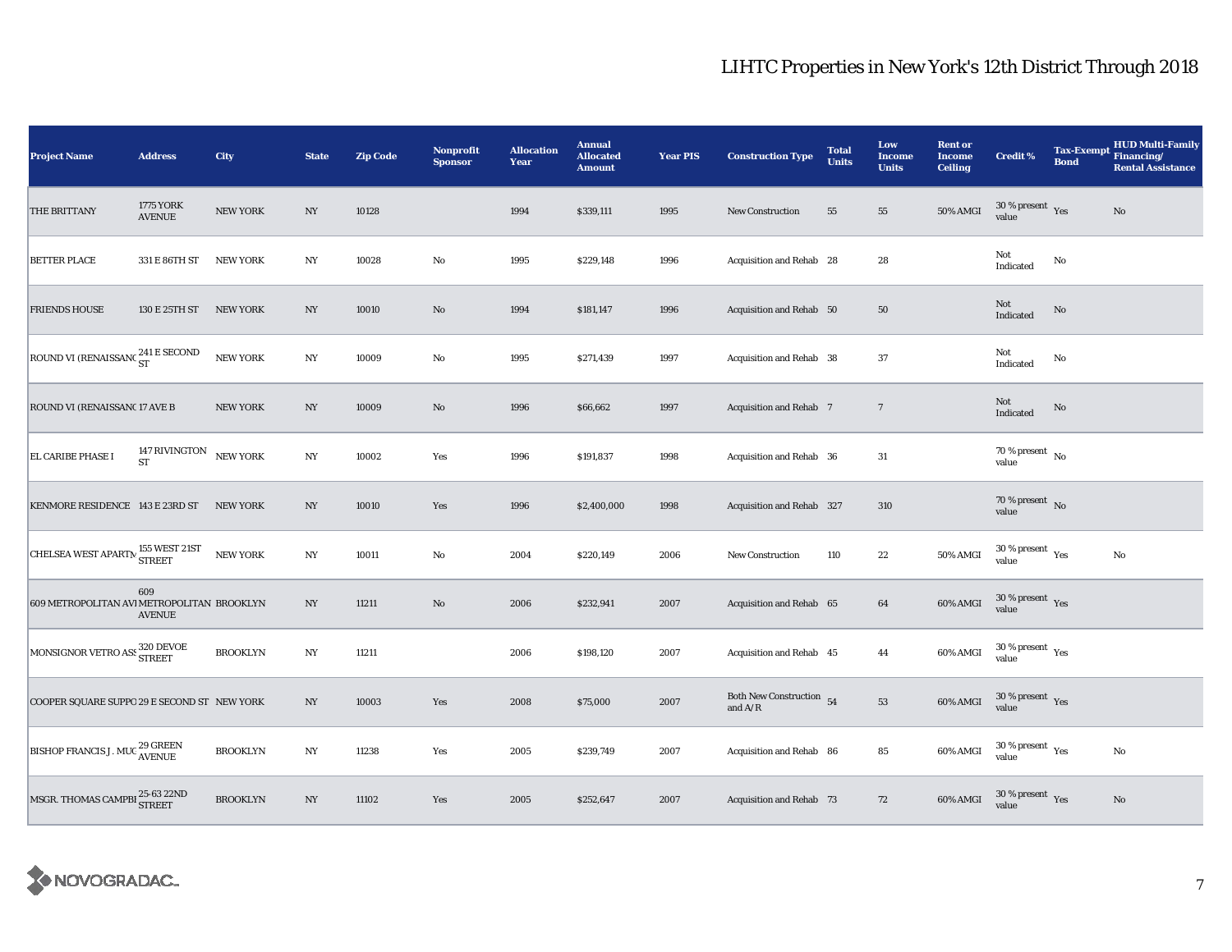# LIHTC Properties in New York's 12th District Through 2018

| Project Name | Address | City | State | Zip Code | Nonprofit Sponsor | Allocation Year | Annual Allocated Amount | Year PIS | Construction Type | Total Units | Low Income Units | Rent or Income Ceiling | Credit % | Tax-Exempt Bond | HUD Multi-Family Financing/ Rental Assistance |
|---|---|---|---|---|---|---|---|---|---|---|---|---|---|---|---|
| THE BRITTANY | 1775 YORK AVENUE | NEW YORK | NY | 10128 | | 1994 | $339,111 | 1995 | New Construction | 55 | 55 | 50% AMGI | 30 % present value | Yes | No |
| BETTER PLACE | 331 E 86TH ST | NEW YORK | NY | 10028 | No | 1995 | $229,148 | 1996 | Acquisition and Rehab | 28 | 28 | | Not Indicated | No | |
| FRIENDS HOUSE | 130 E 25TH ST | NEW YORK | NY | 10010 | No | 1994 | $181,147 | 1996 | Acquisition and Rehab | 50 | 50 | | Not Indicated | No | |
| ROUND VI (RENAISSANC | 241 E SECOND ST | NEW YORK | NY | 10009 | No | 1995 | $271,439 | 1997 | Acquisition and Rehab | 38 | 37 | | Not Indicated | No | |
| ROUND VI (RENAISSANC | 17 AVE B | NEW YORK | NY | 10009 | No | 1996 | $66,662 | 1997 | Acquisition and Rehab | 7 | 7 | | Not Indicated | No | |
| EL CARIBE PHASE I | 147 RIVINGTON ST | NEW YORK | NY | 10002 | Yes | 1996 | $191,837 | 1998 | Acquisition and Rehab | 36 | 31 | | 70 % present value | No | |
| KENMORE RESIDENCE | 143 E 23RD ST | NEW YORK | NY | 10010 | Yes | 1996 | $2,400,000 | 1998 | Acquisition and Rehab | 327 | 310 | | 70 % present value | No | |
| CHELSEA WEST APARTM | 155 WEST 21ST STREET | NEW YORK | NY | 10011 | No | 2004 | $220,149 | 2006 | New Construction | 110 | 22 | 50% AMGI | 30 % present value | Yes | No |
| 609 METROPOLITAN AVI | 609 METROPOLITAN AVENUE | BROOKLYN | NY | 11211 | No | 2006 | $232,941 | 2007 | Acquisition and Rehab | 65 | 64 | 60% AMGI | 30 % present value | Yes | |
| MONSIGNOR VETRO ASS | 320 DEVOE STREET | BROOKLYN | NY | 11211 | | 2006 | $198,120 | 2007 | Acquisition and Rehab | 45 | 44 | 60% AMGI | 30 % present value | Yes | |
| COOPER SQUARE SUPPO | 29 E SECOND ST | NEW YORK | NY | 10003 | Yes | 2008 | $75,000 | 2007 | Both New Construction and A/R | 54 | 53 | 60% AMGI | 30 % present value | Yes | |
| BISHOP FRANCIS J. MUC | 29 GREEN AVENUE | BROOKLYN | NY | 11238 | Yes | 2005 | $239,749 | 2007 | Acquisition and Rehab | 86 | 85 | 60% AMGI | 30 % present value | Yes | No |
| MSGR. THOMAS CAMPBI | 25-63 22ND STREET | BROOKLYN | NY | 11102 | Yes | 2005 | $252,647 | 2007 | Acquisition and Rehab | 73 | 72 | 60% AMGI | 30 % present value | Yes | No |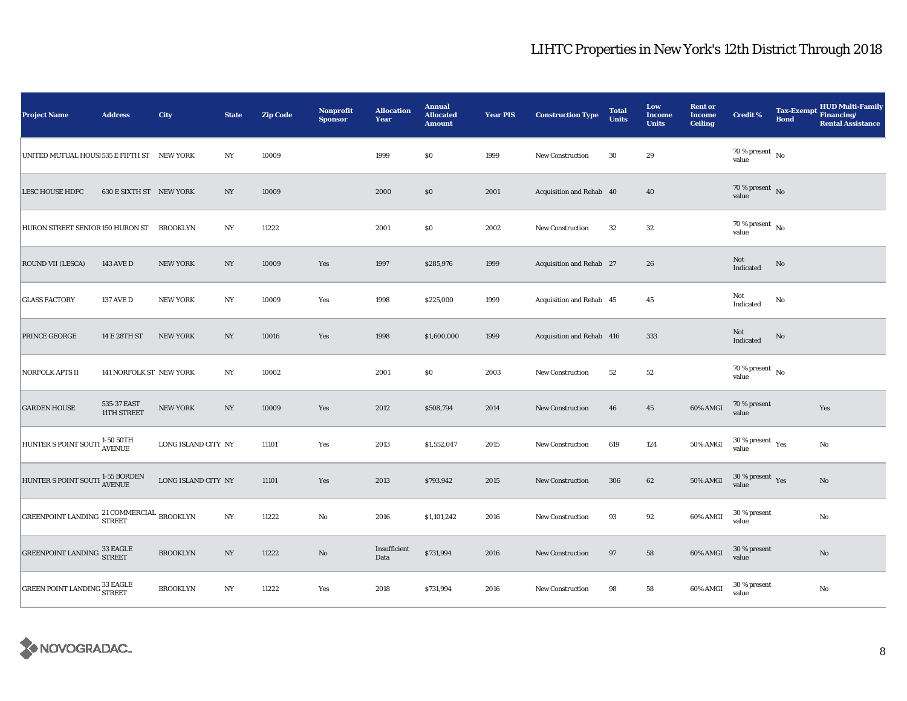# LIHTC Properties in New York's 12th District Through 2018

| Project Name | Address | City | State | Zip Code | Nonprofit Sponsor | Allocation Year | Annual Allocated Amount | Year PIS | Construction Type | Total Units | Low Income Units | Rent or Income Ceiling | Credit % | Tax-Exempt Bond | HUD Multi-Family Financing/ Rental Assistance |
|---|---|---|---|---|---|---|---|---|---|---|---|---|---|---|---|
| UNITED MUTUAL HOUSI | 535 E FIFTH ST | NEW YORK | NY | 10009 | | 1999 | $0 | 1999 | New Construction | 30 | 29 | | 70 % present value | No | |
| LESC HOUSE HDFC | 630 E SIXTH ST | NEW YORK | NY | 10009 | | 2000 | $0 | 2001 | Acquisition and Rehab | 40 | 40 | | 70 % present value | No | |
| HURON STREET SENIOR | 150 HURON ST | BROOKLYN | NY | 11222 | | 2001 | $0 | 2002 | New Construction | 32 | 32 | | 70 % present value | No | |
| ROUND VII (LESCA) | 143 AVE D | NEW YORK | NY | 10009 | Yes | 1997 | $285,976 | 1999 | Acquisition and Rehab | 27 | 26 | | Not Indicated | No | |
| GLASS FACTORY | 137 AVE D | NEW YORK | NY | 10009 | Yes | 1998 | $225,000 | 1999 | Acquisition and Rehab | 45 | 45 | | Not Indicated | No | |
| PRINCE GEORGE | 14 E 28TH ST | NEW YORK | NY | 10016 | Yes | 1998 | $1,600,000 | 1999 | Acquisition and Rehab | 416 | 333 | | Not Indicated | No | |
| NORFOLK APTS II | 141 NORFOLK ST | NEW YORK | NY | 10002 | | 2001 | $0 | 2003 | New Construction | 52 | 52 | | 70 % present value | No | |
| GARDEN HOUSE | 535-37 EAST 11TH STREET | NEW YORK | NY | 10009 | Yes | 2012 | $508,794 | 2014 | New Construction | 46 | 45 | 60% AMGI | 70 % present value | | Yes |
| HUNTER S POINT SOUTH | 1-50 50TH AVENUE | LONG ISLAND CITY | NY | 11101 | Yes | 2013 | $1,552,047 | 2015 | New Construction | 619 | 124 | 50% AMGI | 30 % present value | Yes | No |
| HUNTER S POINT SOUTH | 1-55 BORDEN AVENUE | LONG ISLAND CITY | NY | 11101 | Yes | 2013 | $793,942 | 2015 | New Construction | 306 | 62 | 50% AMGI | 30 % present value | Yes | No |
| GREENPOINT LANDING | 21 COMMERCIAL STREET | BROOKLYN | NY | 11222 | No | 2016 | $1,101,242 | 2016 | New Construction | 93 | 92 | 60% AMGI | 30 % present value | | No |
| GREENPOINT LANDING | 33 EAGLE STREET | BROOKLYN | NY | 11222 | No | Insufficient Data | $731,994 | 2016 | New Construction | 97 | 58 | 60% AMGI | 30 % present value | | No |
| GREEN POINT LANDING | 33 EAGLE STREET | BROOKLYN | NY | 11222 | Yes | 2018 | $731,994 | 2016 | New Construction | 98 | 58 | 60% AMGI | 30 % present value | | No |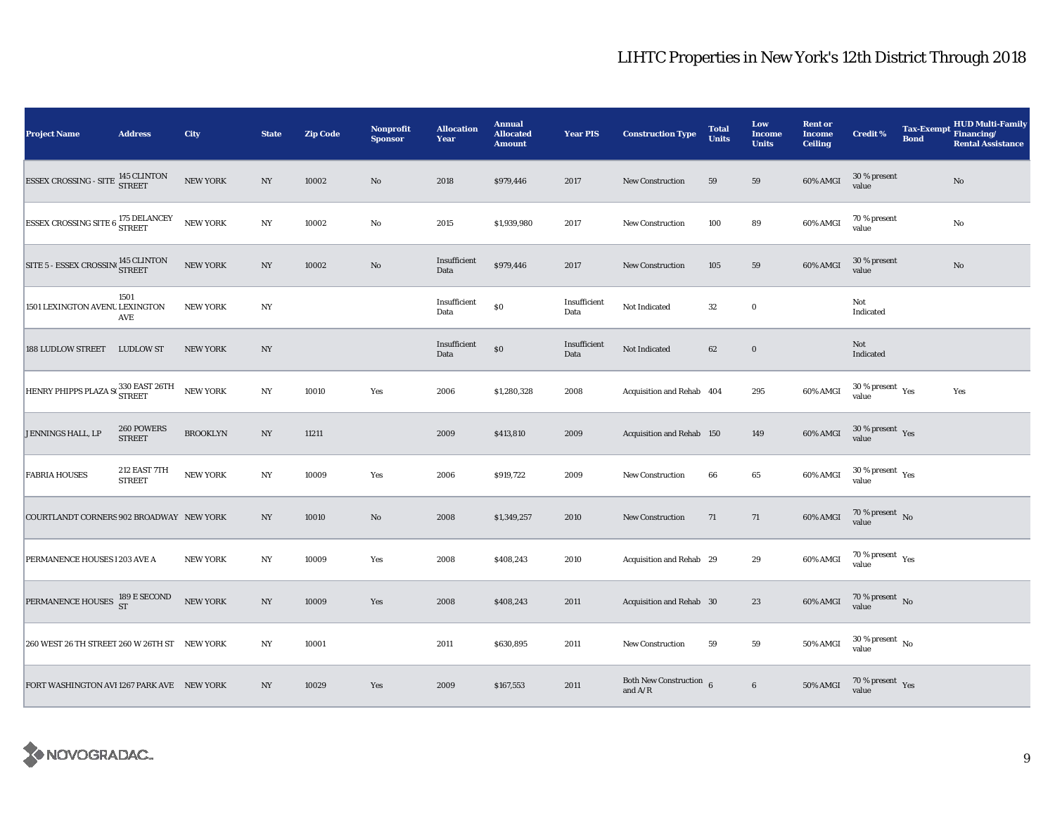# LIHTC Properties in New York's 12th District Through 2018

| Project Name | Address | City | State | Zip Code | Nonprofit Sponsor | Allocation Year | Annual Allocated Amount | Year PIS | Construction Type | Total Units | Low Income Units | Rent or Income Ceiling | Credit % | Tax-Exempt Bond | HUD Multi-Family Financing/ Rental Assistance |
|---|---|---|---|---|---|---|---|---|---|---|---|---|---|---|---|
| ESSEX CROSSING - SITE | 145 CLINTON STREET | NEW YORK | NY | 10002 | No | 2018 | $979,446 | 2017 | New Construction | 59 | 59 | 60% AMGI | 30 % present value | | No |
| ESSEX CROSSING SITE 6 | 175 DELANCEY STREET | NEW YORK | NY | 10002 | No | 2015 | $1,939,980 | 2017 | New Construction | 100 | 89 | 60% AMGI | 70 % present value | | No |
| SITE 5 - ESSEX CROSSIN | 145 CLINTON STREET | NEW YORK | NY | 10002 | No | Insufficient Data | $979,446 | 2017 | New Construction | 105 | 59 | 60% AMGI | 30 % present value | | No |
| 1501 LEXINGTON AVENU | 1501 LEXINGTON AVE | NEW YORK | NY | | | Insufficient Data | $0 | Insufficient Data | Not Indicated | 32 | 0 | | Not Indicated | | |
| 188 LUDLOW STREET | LUDLOW ST | NEW YORK | NY | | | Insufficient Data | $0 | Insufficient Data | Not Indicated | 62 | 0 | | Not Indicated | | |
| HENRY PHIPPS PLAZA S | 330 EAST 26TH STREET | NEW YORK | NY | 10010 | Yes | 2006 | $1,280,328 | 2008 | Acquisition and Rehab | 404 | 295 | 60% AMGI | 30 % present value | Yes | Yes |
| JENNINGS HALL, LP | 260 POWERS STREET | BROOKLYN | NY | 11211 | | 2009 | $413,810 | 2009 | Acquisition and Rehab | 150 | 149 | 60% AMGI | 30 % present value | Yes | |
| FABRIA HOUSES | 212 EAST 7TH STREET | NEW YORK | NY | 10009 | Yes | 2006 | $919,722 | 2009 | New Construction | 66 | 65 | 60% AMGI | 30 % present value | Yes | |
| COURTLANDT CORNERS | 902 BROADWAY | NEW YORK | NY | 10010 | No | 2008 | $1,349,257 | 2010 | New Construction | 71 | 71 | 60% AMGI | 70 % present value | No | |
| PERMANENCE HOUSES I | 203 AVE A | NEW YORK | NY | 10009 | Yes | 2008 | $408,243 | 2010 | Acquisition and Rehab | 29 | 29 | 60% AMGI | 70 % present value | Yes | |
| PERMANENCE HOUSES | 189 E SECOND ST | NEW YORK | NY | 10009 | Yes | 2008 | $408,243 | 2011 | Acquisition and Rehab | 30 | 23 | 60% AMGI | 70 % present value | No | |
| 260 WEST 26 TH STREET | 260 W 26TH ST | NEW YORK | NY | 10001 | | 2011 | $630,895 | 2011 | New Construction | 59 | 59 | 50% AMGI | 30 % present value | No | |
| FORT WASHINGTON AVI | 1267 PARK AVE | NEW YORK | NY | 10029 | Yes | 2009 | $167,553 | 2011 | Both New Construction and A/R | 6 | 6 | 50% AMGI | 70 % present value | Yes | |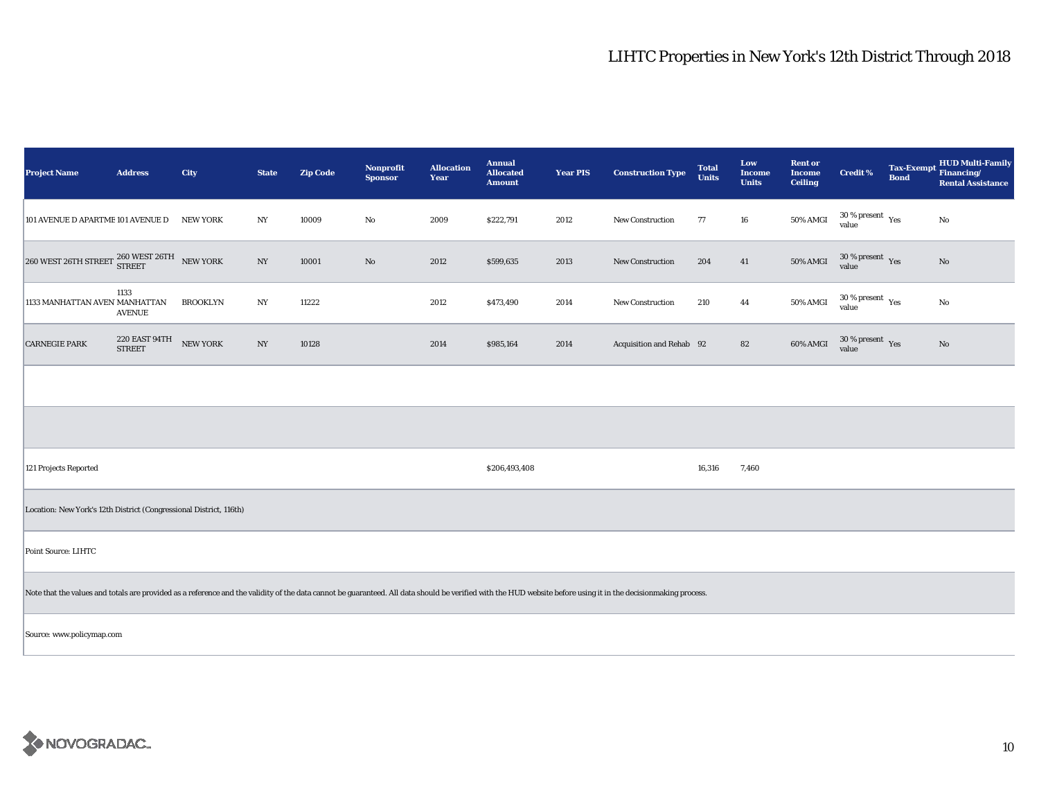| Project Name | Address | City | State | Zip Code | Nonprofit Sponsor | Allocation Year | Annual Allocated Amount | Year PIS | Construction Type | Total Units | Low Income Units | Rent or Income Ceiling | Credit % | Tax-Exempt Bond | HUD Multi-Family Financing/ Rental Assistance |
|---|---|---|---|---|---|---|---|---|---|---|---|---|---|---|---|
| 101 AVENUE D APARTME | 101 AVENUE D | NEW YORK | NY | 10009 | No | 2009 | $222,791 | 2012 | New Construction | 77 | 16 | 50% AMGI | 30 % present value | Yes | No |
| 260 WEST 26TH STREET | 260 WEST 26TH STREET | NEW YORK | NY | 10001 | No | 2012 | $599,635 | 2013 | New Construction | 204 | 41 | 50% AMGI | 30 % present value | Yes | No |
| 1133 MANHATTAN AVEN | 1133 MANHATTAN AVENUE | BROOKLYN | NY | 11222 | | 2012 | $473,490 | 2014 | New Construction | 210 | 44 | 50% AMGI | 30 % present value | Yes | No |
| CARNEGIE PARK | 220 EAST 94TH STREET | NEW YORK | NY | 10128 | | 2014 | $985,164 | 2014 | Acquisition and Rehab | 92 | 82 | 60% AMGI | 30 % present value | Yes | No |
| | | | | | | | | | | | | | | | |
| | | | | | | | | | | | | | | | |
| 121 Projects Reported | | | | | | | $206,493,408 | | | 16,316 | 7,460 | | | | |

Location: New York's 12th District (Congressional District, 116th)

Point Source: LIHTC

Note that the values and totals are provided as a reference and the validity of the data cannot be guaranteed. All data should be verified with the HUD website before using it in the decisionmaking process.

Source: www.policymap.com